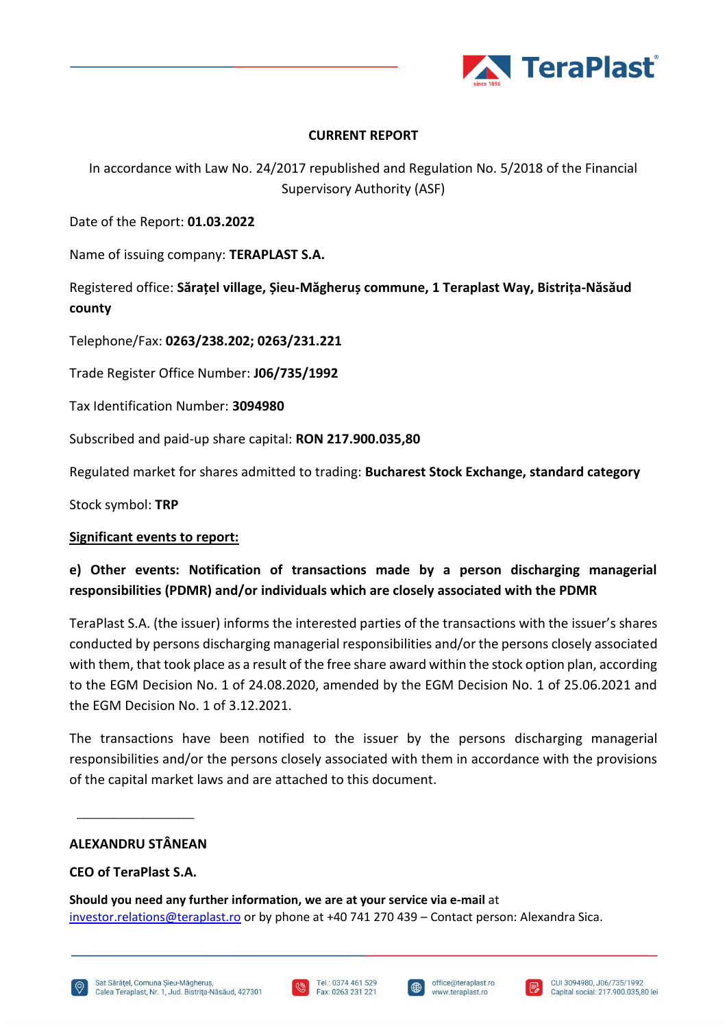**CURRENT REPORT**

In accordance with Law No. 24/2017 republished and Regulation No. 5/2018 of the Financial Supervisory Authority (ASF)

Date of the Report: **01.03.2022**

Name of issuing company: **TERAPLAST S.A.**

Registered office: **Sărațel village, Șieu-Măgheruș commune, 1 Teraplast Way, Bistrița-Năsăud county**

Telephone/Fax: **0263/238.202; 0263/231.221**

Trade Register Office Number: **J06/735/1992**

Tax Identification Number: **3094980**

Subscribed and paid-up share capital: **RON 217.900.035,80**

Regulated market for shares admitted to trading: **Bucharest Stock Exchange, standard category**

Stock symbol: **TRP**

**Significant events to report:**

**e) Other events: Notification of transactions made by a person discharging managerial responsibilities (PDMR) and/or individuals which are closely associated with the PDMR**

TeraPlast S.A. (the issuer) informs the interested parties of the transactions with the issuer's shares conducted by persons discharging managerial responsibilities and/or the persons closely associated with them, that took place as a result of the free share award within the stock option plan, according to the EGM Decision No. 1 of 24.08.2020, amended by the EGM Decision No. 1 of 25.06.2021 and the EGM Decision No. 1 of 3.12.2021.

The transactions have been notified to the issuer by the persons discharging managerial responsibilities and/or the persons closely associated with them in accordance with the provisions of the capital market laws and are attached to this document.

**ALEXANDRU STÂNEAN**

**CEO of TeraPlast S.A.**

**Should you need any further information, we are at your service via e-mail** at investor.relations@teraplast.ro or by phone at +40 741 270 439 – Contact person: Alexandra Sica.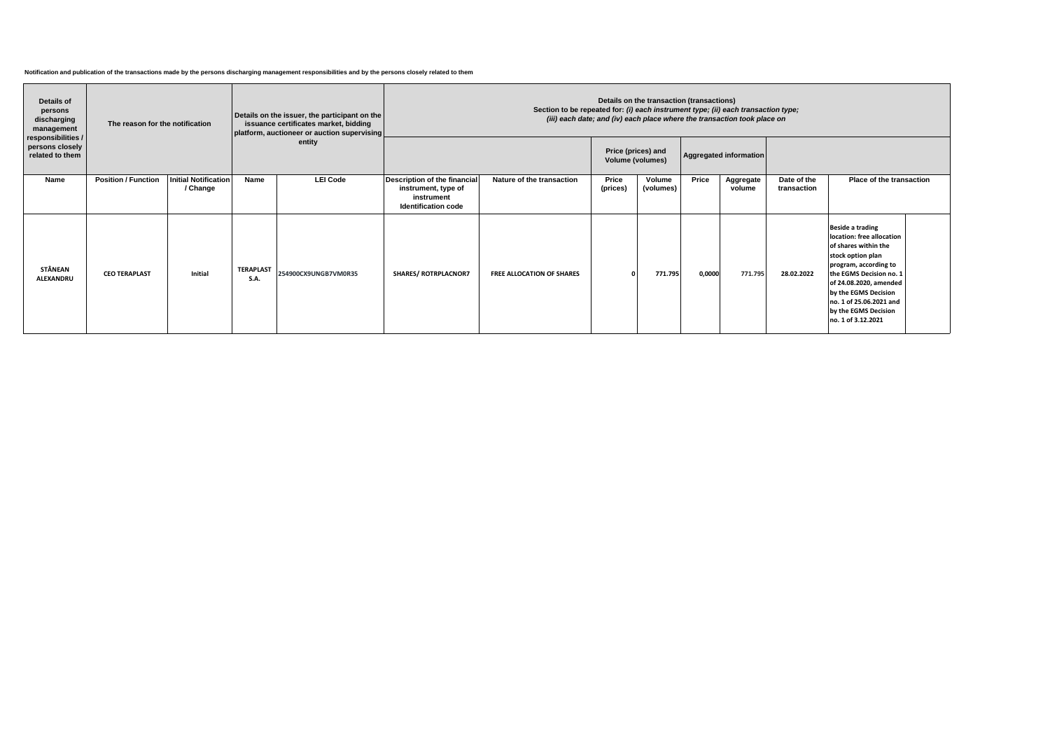**Notification and publication of the transactions made by the persons discharging management responsibilities and by the persons closely related to them**

| Details of persons discharging management responsibilities / persons closely related to them | The reason for the notification | | Details on the issuer, the participant on the issuance certificates market, bidding platform, auctioneer or auction supervising entity | | Details on the transaction (transactions) Section to be repeated for: *(i) each instrument type; (ii) each transaction type; (iii) each date; and (iv) each place where the transaction took place on* | | | | | | | |
|---|---|---|---|---|---|---|---|---|---|---|---|---|
| | | | | | | | Price (prices) and Volume (volumes) | | Aggregated information | | | |
| Name | Position / Function | Initial Notification / Change | Name | LEI Code | Description of the financial instrument, type of instrument Identification code | Nature of the transaction | Price (prices) | Volume (volumes) | Price | Aggregate volume | Date of the transaction | Place of the transaction |
| STÂNEAN ALEXANDRU | CEO TERAPLAST | Initial | TERAPLAST S.A. | 254900CX9UNGB7VM0R35 | SHARES/ ROTRPLACNOR7 | FREE ALLOCATION OF SHARES | 0 | 771.795 | 0,0000 | 771.795 | 28.02.2022 | Beside a trading location: free allocation of shares within the stock option plan program, according to the EGMS Decision no. 1 of 24.08.2020, amended by the EGMS Decision no. 1 of 25.06.2021 and by the EGMS Decision no. 1 of 3.12.2021 |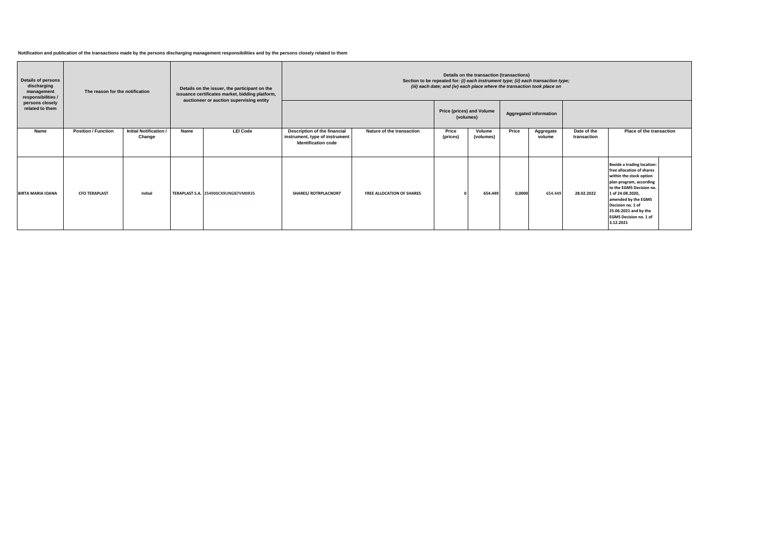**Notification and publication of the transactions made by the persons discharging management responsibilities and by the persons closely related to them**

| Details of persons discharging management responsibilities / persons closely related to them | The reason for the notification | | Details on the issuer, the participant on the issuance certificates market, bidding platform, auctioneer or auction supervising entity | | Details on the transaction (transactions) Section to be repeated for: *(i) each instrument type; (ii) each transaction type; (iii) each date; and (iv) each place where the transaction took place on* | | | | | | | |
|---|---|---|---|---|---|---|---|---|---|---|---|---|
| | | | | | | | Price (prices) and Volume (volumes) | | Aggregated information | | | |
| Name | Position / Function | Initial Notification / Change | Name | LEI Code | Description of the financial instrument, type of instrument Identification code | Nature of the transaction | Price (prices) | Volume (volumes) | Price | Aggregate volume | Date of the transaction | Place of the transaction |
| BIRTA MARIA IOANA | CFO TERAPLAST | Initial | TERAPLAST S.A. | 254900CX9UNGB7VM0R35 | SHARES/ ROTRPLACNOR7 | FREE ALLOCATION OF SHARES | 0 | 654.449 | 0,0000 | 654.449 | 28.02.2022 | Beside a trading location: free allocation of shares within the stock option plan program, according to the EGMS Decision no. 1 of 24.08.2020, amended by the EGMS Decision no. 1 of 25.06.2021 and by the EGMS Decision no. 1 of 3.12.2021 |